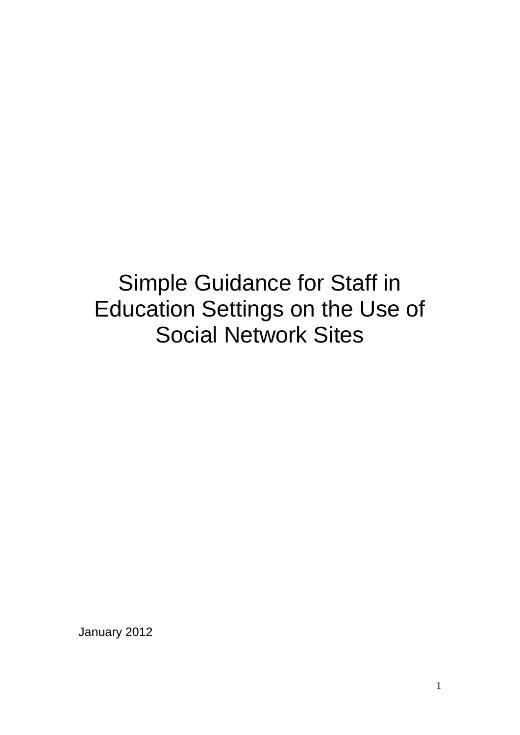# Simple Guidance for Staff in Education Settings on the Use of Social Network Sites

January 2012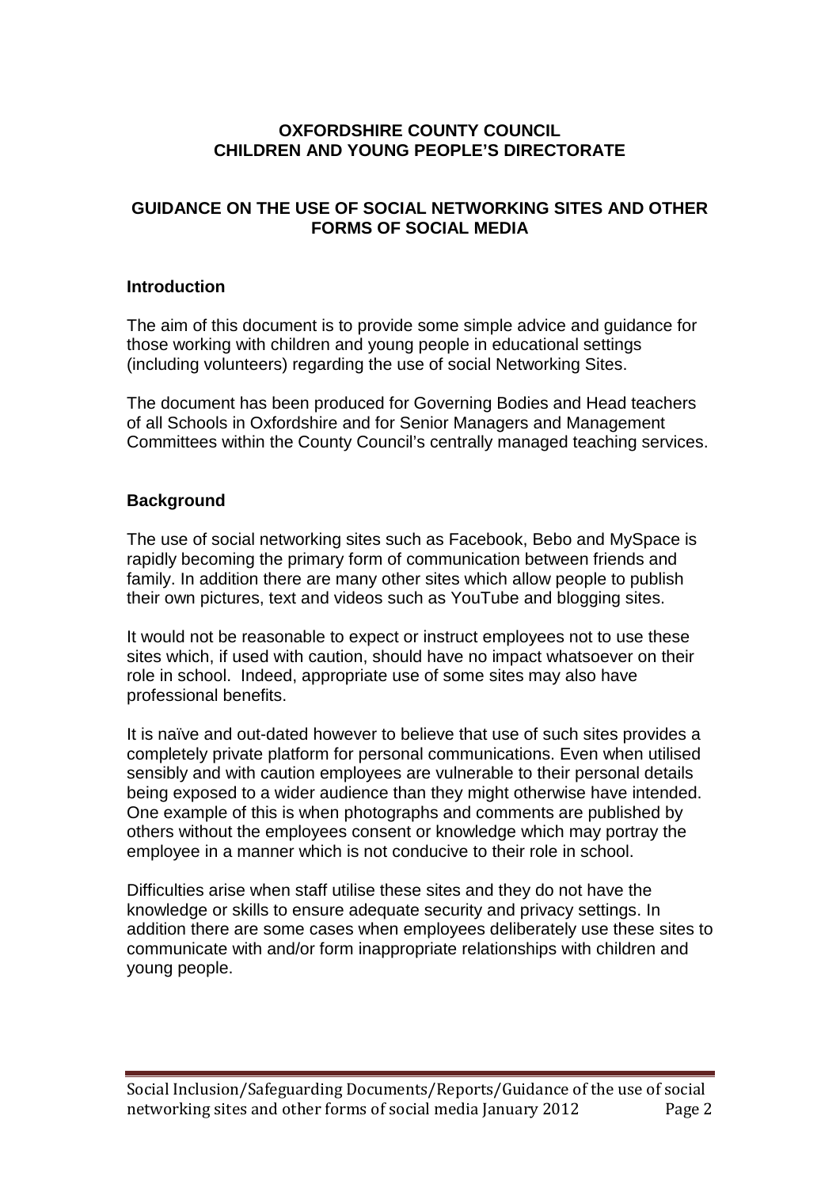**OXFORDSHIRE COUNTY COUNCIL**
**CHILDREN AND YOUNG PEOPLE'S DIRECTORATE**

**GUIDANCE ON THE USE OF SOCIAL NETWORKING SITES AND OTHER FORMS OF SOCIAL MEDIA**

## Introduction

The aim of this document is to provide some simple advice and guidance for those working with children and young people in educational settings (including volunteers) regarding the use of social Networking Sites.

The document has been produced for Governing Bodies and Head teachers of all Schools in Oxfordshire and for Senior Managers and Management Committees within the County Council's centrally managed teaching services.

## Background

The use of social networking sites such as Facebook, Bebo and MySpace is rapidly becoming the primary form of communication between friends and family. In addition there are many other sites which allow people to publish their own pictures, text and videos such as YouTube and blogging sites.

It would not be reasonable to expect or instruct employees not to use these sites which, if used with caution, should have no impact whatsoever on their role in school. Indeed, appropriate use of some sites may also have professional benefits.

It is naïve and out-dated however to believe that use of such sites provides a completely private platform for personal communications. Even when utilised sensibly and with caution employees are vulnerable to their personal details being exposed to a wider audience than they might otherwise have intended. One example of this is when photographs and comments are published by others without the employees consent or knowledge which may portray the employee in a manner which is not conducive to their role in school.

Difficulties arise when staff utilise these sites and they do not have the knowledge or skills to ensure adequate security and privacy settings. In addition there are some cases when employees deliberately use these sites to communicate with and/or form inappropriate relationships with children and young people.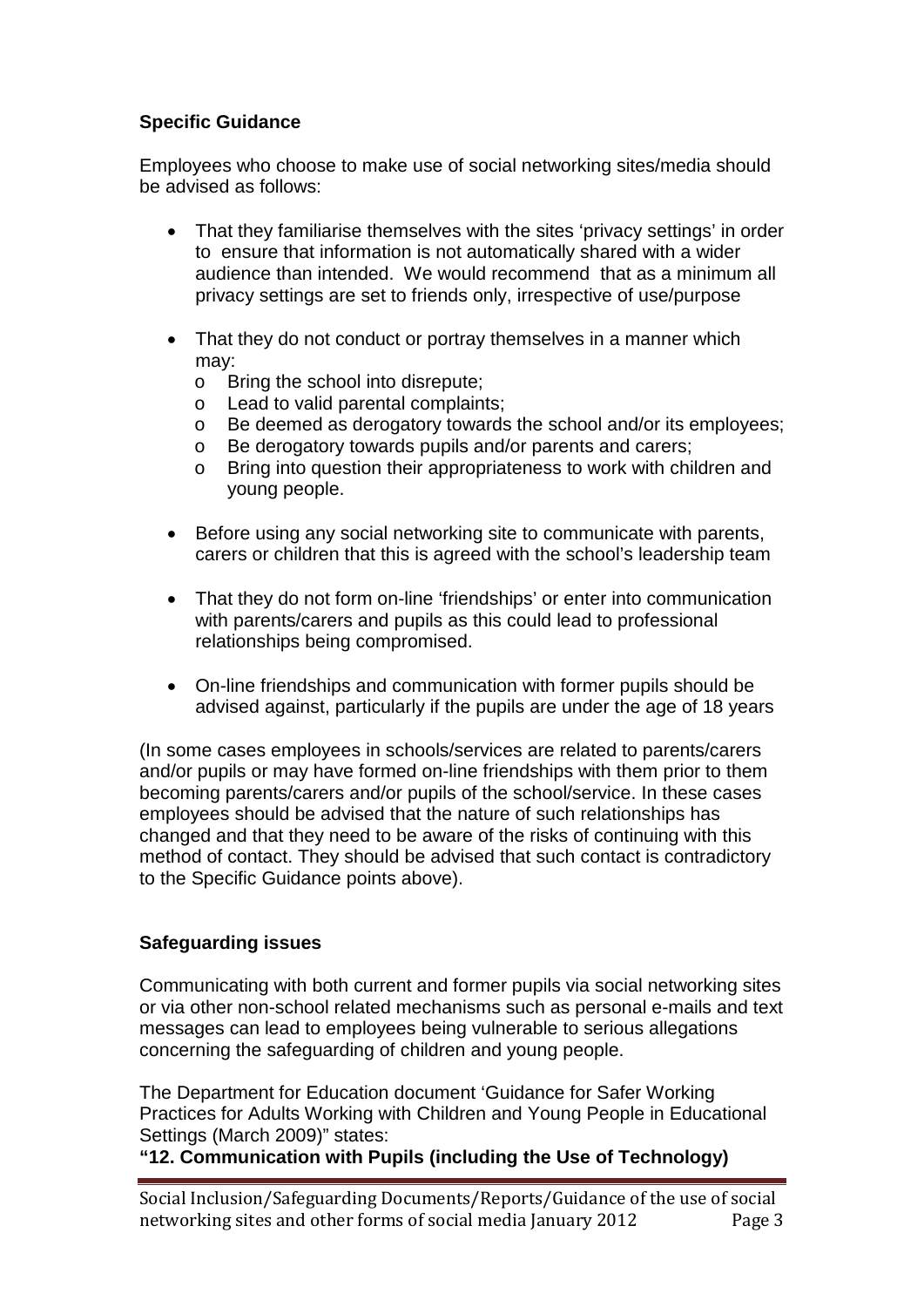### Specific Guidance

Employees who choose to make use of social networking sites/media should be advised as follows:

- That they familiarise themselves with the sites 'privacy settings' in order to ensure that information is not automatically shared with a wider audience than intended. We would recommend that as a minimum all privacy settings are set to friends only, irrespective of use/purpose

- That they do not conduct or portray themselves in a manner which may:
  - Bring the school into disrepute;
  - Lead to valid parental complaints;
  - Be deemed as derogatory towards the school and/or its employees;
  - Be derogatory towards pupils and/or parents and carers;
  - Bring into question their appropriateness to work with children and young people.

- Before using any social networking site to communicate with parents, carers or children that this is agreed with the school's leadership team

- That they do not form on-line 'friendships' or enter into communication with parents/carers and pupils as this could lead to professional relationships being compromised.

- On-line friendships and communication with former pupils should be advised against, particularly if the pupils are under the age of 18 years

(In some cases employees in schools/services are related to parents/carers and/or pupils or may have formed on-line friendships with them prior to them becoming parents/carers and/or pupils of the school/service. In these cases employees should be advised that the nature of such relationships has changed and that they need to be aware of the risks of continuing with this method of contact. They should be advised that such contact is contradictory to the Specific Guidance points above).

### Safeguarding issues

Communicating with both current and former pupils via social networking sites or via other non-school related mechanisms such as personal e-mails and text messages can lead to employees being vulnerable to serious allegations concerning the safeguarding of children and young people.

The Department for Education document 'Guidance for Safer Working Practices for Adults Working with Children and Young People in Educational Settings (March 2009)" states:

**"12. Communication with Pupils (including the Use of Technology)**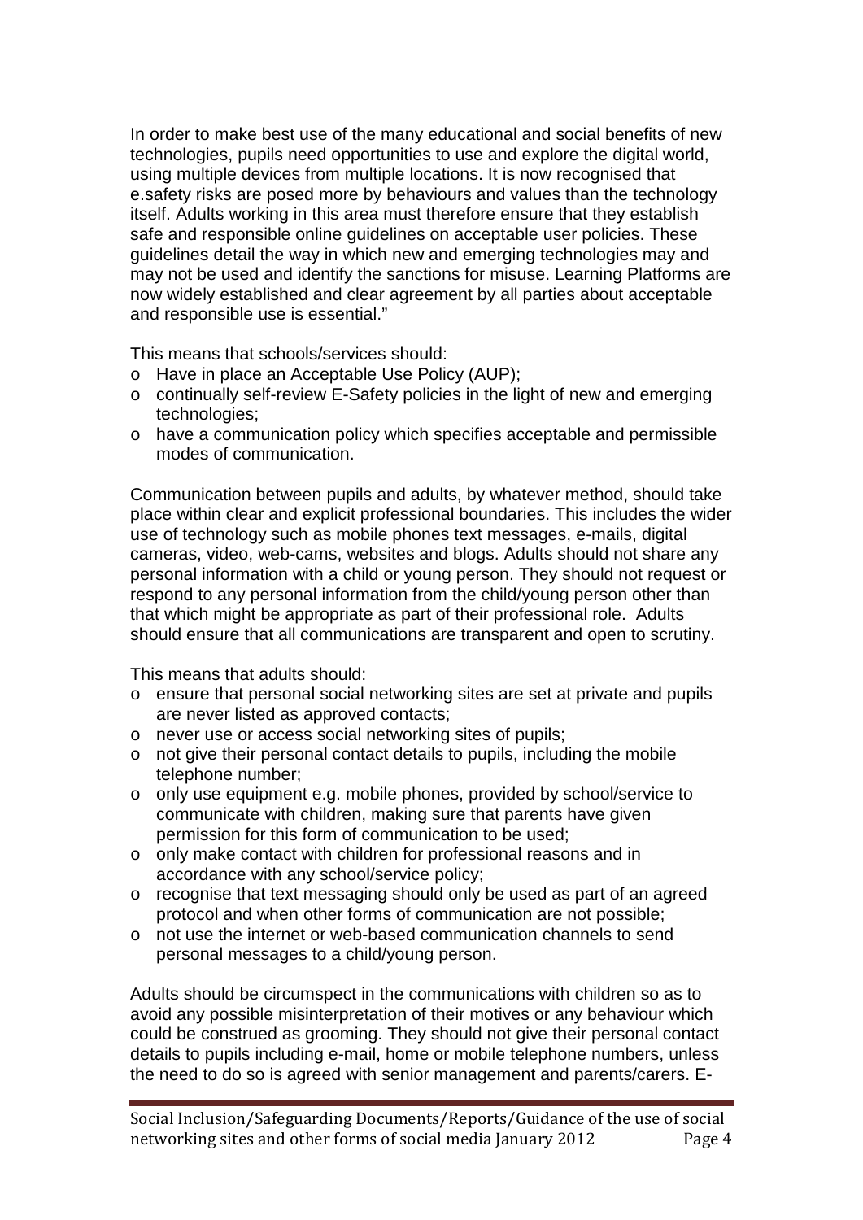In order to make best use of the many educational and social benefits of new technologies, pupils need opportunities to use and explore the digital world, using multiple devices from multiple locations. It is now recognised that e.safety risks are posed more by behaviours and values than the technology itself. Adults working in this area must therefore ensure that they establish safe and responsible online guidelines on acceptable user policies. These guidelines detail the way in which new and emerging technologies may and may not be used and identify the sanctions for misuse. Learning Platforms are now widely established and clear agreement by all parties about acceptable and responsible use is essential."

This means that schools/services should:

- Have in place an Acceptable Use Policy (AUP);
- continually self-review E-Safety policies in the light of new and emerging technologies;
- have a communication policy which specifies acceptable and permissible modes of communication.

Communication between pupils and adults, by whatever method, should take place within clear and explicit professional boundaries. This includes the wider use of technology such as mobile phones text messages, e-mails, digital cameras, video, web-cams, websites and blogs. Adults should not share any personal information with a child or young person. They should not request or respond to any personal information from the child/young person other than that which might be appropriate as part of their professional role. Adults should ensure that all communications are transparent and open to scrutiny.

This means that adults should:

- ensure that personal social networking sites are set at private and pupils are never listed as approved contacts;
- never use or access social networking sites of pupils;
- not give their personal contact details to pupils, including the mobile telephone number;
- only use equipment e.g. mobile phones, provided by school/service to communicate with children, making sure that parents have given permission for this form of communication to be used;
- only make contact with children for professional reasons and in accordance with any school/service policy;
- recognise that text messaging should only be used as part of an agreed protocol and when other forms of communication are not possible;
- not use the internet or web-based communication channels to send personal messages to a child/young person.

Adults should be circumspect in the communications with children so as to avoid any possible misinterpretation of their motives or any behaviour which could be construed as grooming. They should not give their personal contact details to pupils including e-mail, home or mobile telephone numbers, unless the need to do so is agreed with senior management and parents/carers. E-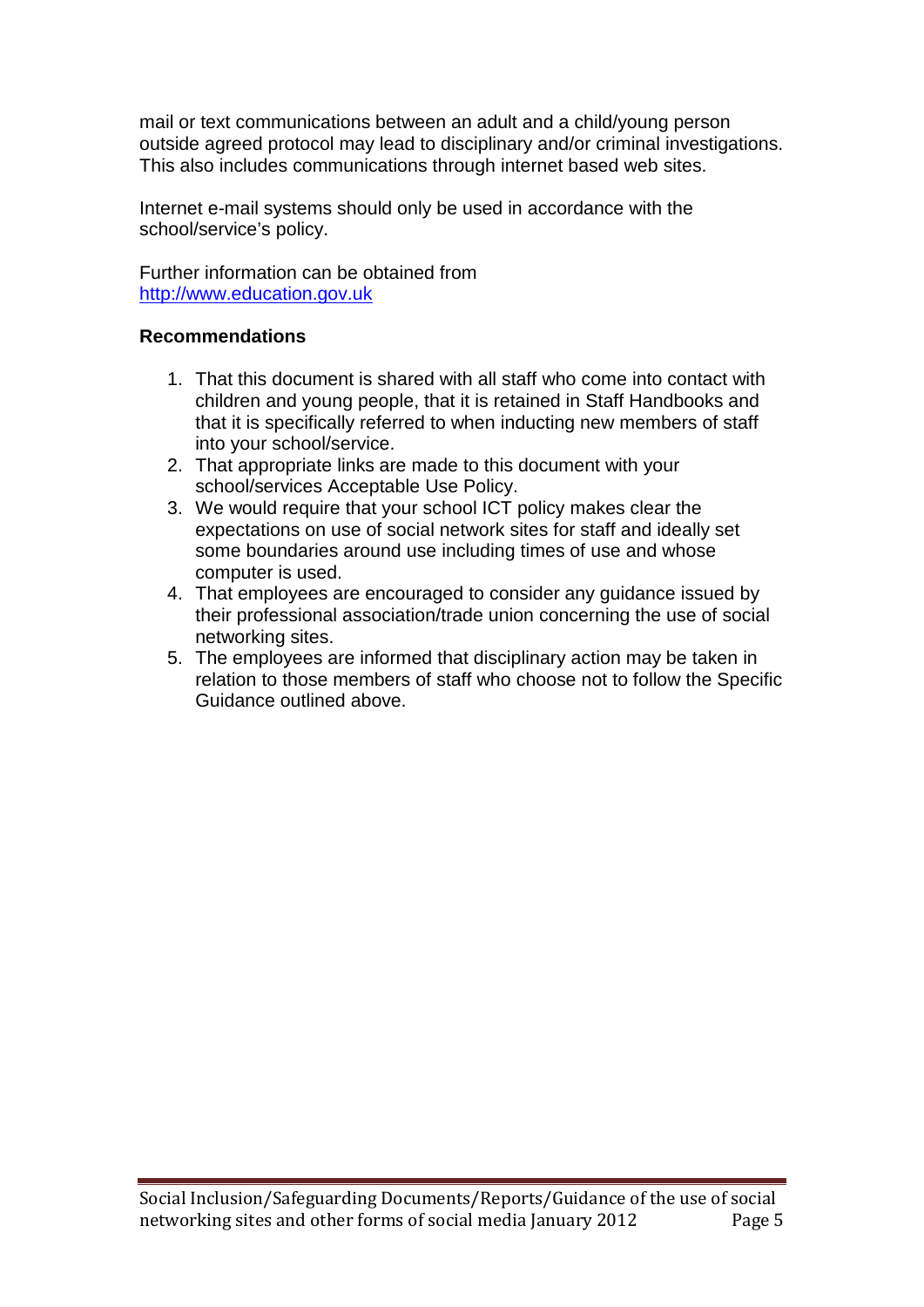mail or text communications between an adult and a child/young person outside agreed protocol may lead to disciplinary and/or criminal investigations. This also includes communications through internet based web sites.

Internet e-mail systems should only be used in accordance with the school/service's policy.

Further information can be obtained from
http://www.education.gov.uk

**Recommendations**

1. That this document is shared with all staff who come into contact with children and young people, that it is retained in Staff Handbooks and that it is specifically referred to when inducting new members of staff into your school/service.
2. That appropriate links are made to this document with your school/services Acceptable Use Policy.
3. We would require that your school ICT policy makes clear the expectations on use of social network sites for staff and ideally set some boundaries around use including times of use and whose computer is used.
4. That employees are encouraged to consider any guidance issued by their professional association/trade union concerning the use of social networking sites.
5. The employees are informed that disciplinary action may be taken in relation to those members of staff who choose not to follow the Specific Guidance outlined above.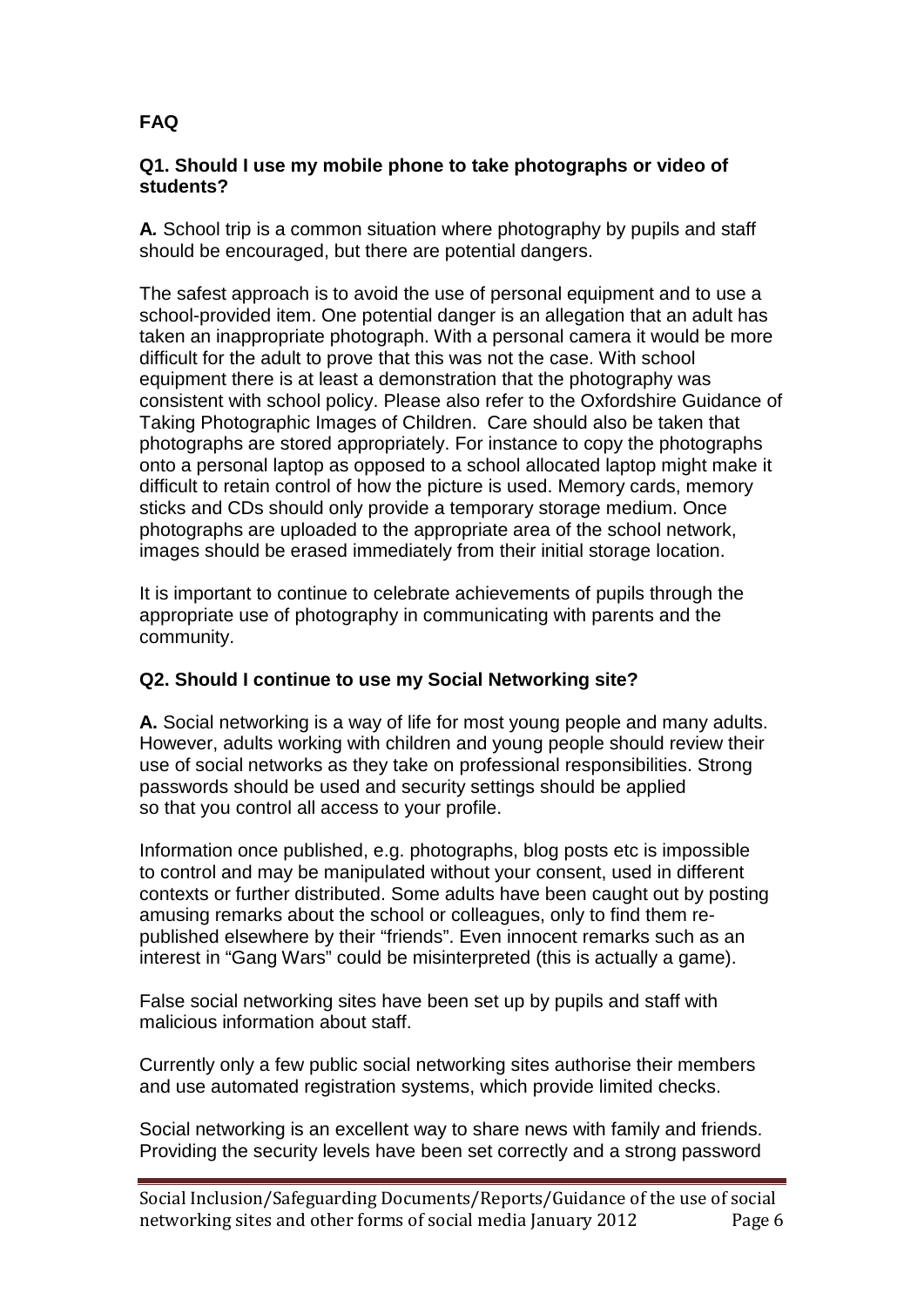## FAQ

### Q1. Should I use my mobile phone to take photographs or video of students?

**A.** School trip is a common situation where photography by pupils and staff should be encouraged, but there are potential dangers.

The safest approach is to avoid the use of personal equipment and to use a school-provided item. One potential danger is an allegation that an adult has taken an inappropriate photograph. With a personal camera it would be more difficult for the adult to prove that this was not the case. With school equipment there is at least a demonstration that the photography was consistent with school policy. Please also refer to the Oxfordshire Guidance of Taking Photographic Images of Children. Care should also be taken that photographs are stored appropriately. For instance to copy the photographs onto a personal laptop as opposed to a school allocated laptop might make it difficult to retain control of how the picture is used. Memory cards, memory sticks and CDs should only provide a temporary storage medium. Once photographs are uploaded to the appropriate area of the school network, images should be erased immediately from their initial storage location.

It is important to continue to celebrate achievements of pupils through the appropriate use of photography in communicating with parents and the community.

### Q2. Should I continue to use my Social Networking site?

**A.** Social networking is a way of life for most young people and many adults. However, adults working with children and young people should review their use of social networks as they take on professional responsibilities. Strong passwords should be used and security settings should be applied so that you control all access to your profile.

Information once published, e.g. photographs, blog posts etc is impossible to control and may be manipulated without your consent, used in different contexts or further distributed. Some adults have been caught out by posting amusing remarks about the school or colleagues, only to find them re-published elsewhere by their "friends". Even innocent remarks such as an interest in "Gang Wars" could be misinterpreted (this is actually a game).

False social networking sites have been set up by pupils and staff with malicious information about staff.

Currently only a few public social networking sites authorise their members and use automated registration systems, which provide limited checks.

Social networking is an excellent way to share news with family and friends. Providing the security levels have been set correctly and a strong password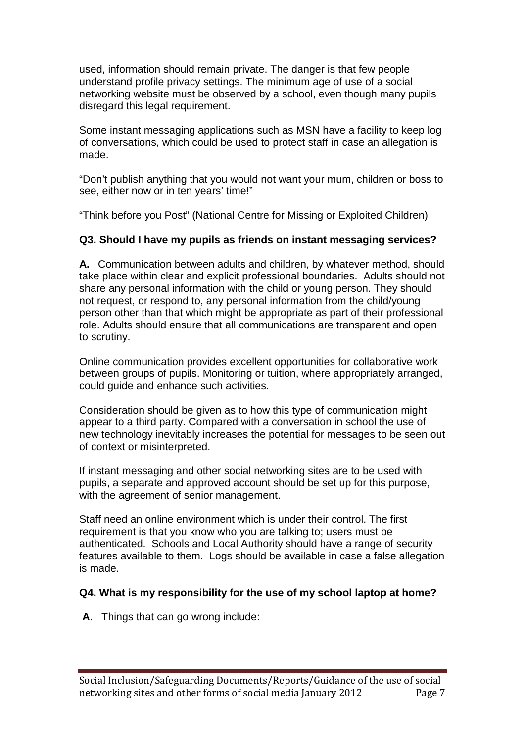used, information should remain private. The danger is that few people understand profile privacy settings. The minimum age of use of a social networking website must be observed by a school, even though many pupils disregard this legal requirement.

Some instant messaging applications such as MSN have a facility to keep log of conversations, which could be used to protect staff in case an allegation is made.

"Don't publish anything that you would not want your mum, children or boss to see, either now or in ten years' time!"

"Think before you Post" (National Centre for Missing or Exploited Children)

**Q3. Should I have my pupils as friends on instant messaging services?**

**A.** Communication between adults and children, by whatever method, should take place within clear and explicit professional boundaries. Adults should not share any personal information with the child or young person. They should not request, or respond to, any personal information from the child/young person other than that which might be appropriate as part of their professional role. Adults should ensure that all communications are transparent and open to scrutiny.

Online communication provides excellent opportunities for collaborative work between groups of pupils. Monitoring or tuition, where appropriately arranged, could guide and enhance such activities.

Consideration should be given as to how this type of communication might appear to a third party. Compared with a conversation in school the use of new technology inevitably increases the potential for messages to be seen out of context or misinterpreted.

If instant messaging and other social networking sites are to be used with pupils, a separate and approved account should be set up for this purpose, with the agreement of senior management.

Staff need an online environment which is under their control. The first requirement is that you know who you are talking to; users must be authenticated. Schools and Local Authority should have a range of security features available to them. Logs should be available in case a false allegation is made.

**Q4. What is my responsibility for the use of my school laptop at home?**

**A**. Things that can go wrong include: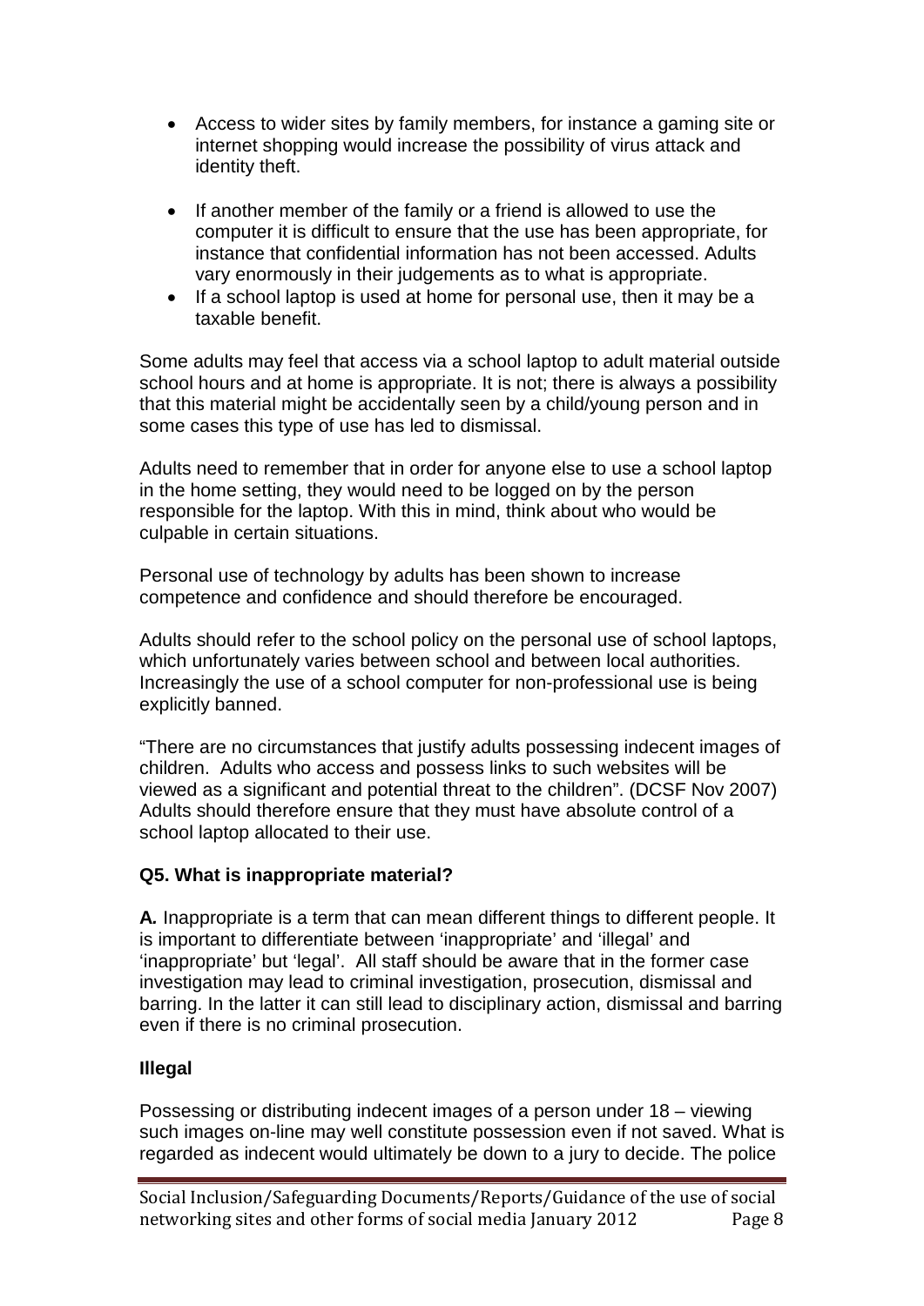- Access to wider sites by family members, for instance a gaming site or internet shopping would increase the possibility of virus attack and identity theft.
- If another member of the family or a friend is allowed to use the computer it is difficult to ensure that the use has been appropriate, for instance that confidential information has not been accessed. Adults vary enormously in their judgements as to what is appropriate.
- If a school laptop is used at home for personal use, then it may be a taxable benefit.

Some adults may feel that access via a school laptop to adult material outside school hours and at home is appropriate. It is not; there is always a possibility that this material might be accidentally seen by a child/young person and in some cases this type of use has led to dismissal.

Adults need to remember that in order for anyone else to use a school laptop in the home setting, they would need to be logged on by the person responsible for the laptop. With this in mind, think about who would be culpable in certain situations.

Personal use of technology by adults has been shown to increase competence and confidence and should therefore be encouraged.

Adults should refer to the school policy on the personal use of school laptops, which unfortunately varies between school and between local authorities. Increasingly the use of a school computer for non-professional use is being explicitly banned.

"There are no circumstances that justify adults possessing indecent images of children. Adults who access and possess links to such websites will be viewed as a significant and potential threat to the children". (DCSF Nov 2007) Adults should therefore ensure that they must have absolute control of a school laptop allocated to their use.

### Q5. What is inappropriate material?

**A.** Inappropriate is a term that can mean different things to different people. It is important to differentiate between 'inappropriate' and 'illegal' and 'inappropriate' but 'legal'. All staff should be aware that in the former case investigation may lead to criminal investigation, prosecution, dismissal and barring. In the latter it can still lead to disciplinary action, dismissal and barring even if there is no criminal prosecution.

#### Illegal

Possessing or distributing indecent images of a person under 18 – viewing such images on-line may well constitute possession even if not saved. What is regarded as indecent would ultimately be down to a jury to decide. The police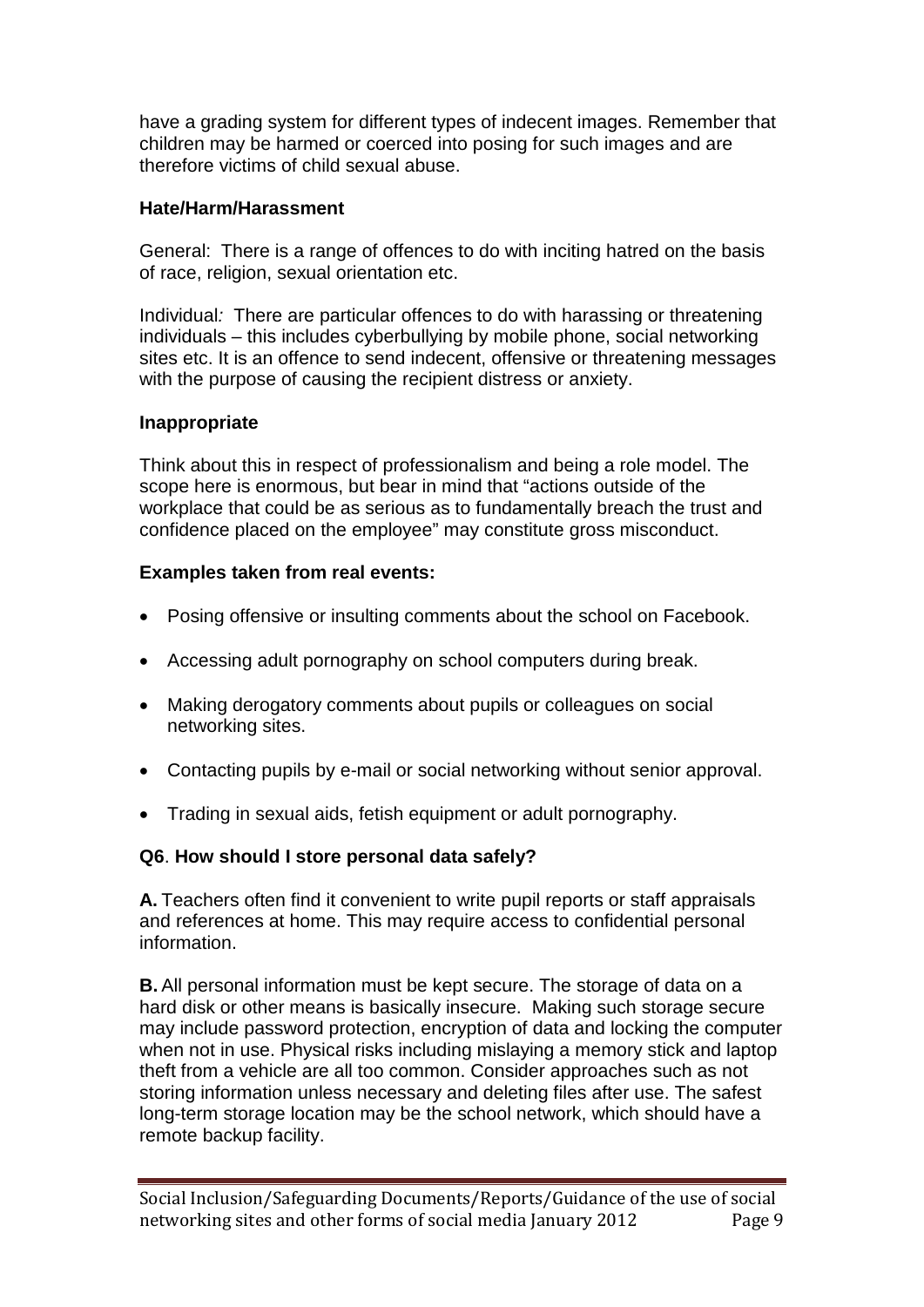have a grading system for different types of indecent images. Remember that children may be harmed or coerced into posing for such images and are therefore victims of child sexual abuse.

**Hate/Harm/Harassment**

General: There is a range of offences to do with inciting hatred on the basis of race, religion, sexual orientation etc.

Individual*:* There are particular offences to do with harassing or threatening individuals – this includes cyberbullying by mobile phone, social networking sites etc. It is an offence to send indecent, offensive or threatening messages with the purpose of causing the recipient distress or anxiety.

**Inappropriate**

Think about this in respect of professionalism and being a role model. The scope here is enormous, but bear in mind that "actions outside of the workplace that could be as serious as to fundamentally breach the trust and confidence placed on the employee" may constitute gross misconduct.

**Examples taken from real events:**

- Posing offensive or insulting comments about the school on Facebook.
- Accessing adult pornography on school computers during break.
- Making derogatory comments about pupils or colleagues on social networking sites.
- Contacting pupils by e-mail or social networking without senior approval.
- Trading in sexual aids, fetish equipment or adult pornography.

**Q6**. **How should I store personal data safely?**

**A.** Teachers often find it convenient to write pupil reports or staff appraisals and references at home. This may require access to confidential personal information.

**B.** All personal information must be kept secure. The storage of data on a hard disk or other means is basically insecure. Making such storage secure may include password protection, encryption of data and locking the computer when not in use. Physical risks including mislaying a memory stick and laptop theft from a vehicle are all too common. Consider approaches such as not storing information unless necessary and deleting files after use. The safest long-term storage location may be the school network, which should have a remote backup facility.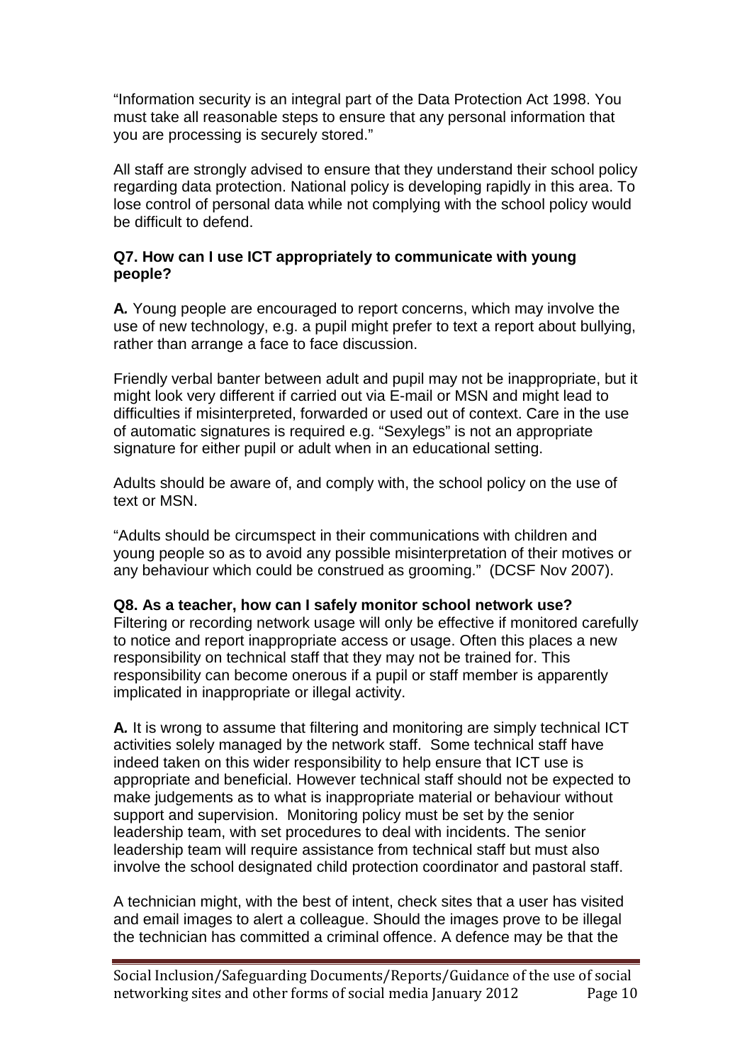"Information security is an integral part of the Data Protection Act 1998. You must take all reasonable steps to ensure that any personal information that you are processing is securely stored."

All staff are strongly advised to ensure that they understand their school policy regarding data protection. National policy is developing rapidly in this area. To lose control of personal data while not complying with the school policy would be difficult to defend.

**Q7. How can I use ICT appropriately to communicate with young people?**

**A.** Young people are encouraged to report concerns, which may involve the use of new technology, e.g. a pupil might prefer to text a report about bullying, rather than arrange a face to face discussion.

Friendly verbal banter between adult and pupil may not be inappropriate, but it might look very different if carried out via E-mail or MSN and might lead to difficulties if misinterpreted, forwarded or used out of context. Care in the use of automatic signatures is required e.g. "Sexylegs" is not an appropriate signature for either pupil or adult when in an educational setting.

Adults should be aware of, and comply with, the school policy on the use of text or MSN.

"Adults should be circumspect in their communications with children and young people so as to avoid any possible misinterpretation of their motives or any behaviour which could be construed as grooming." (DCSF Nov 2007).

**Q8. As a teacher, how can I safely monitor school network use?**

Filtering or recording network usage will only be effective if monitored carefully to notice and report inappropriate access or usage. Often this places a new responsibility on technical staff that they may not be trained for. This responsibility can become onerous if a pupil or staff member is apparently implicated in inappropriate or illegal activity.

**A.** It is wrong to assume that filtering and monitoring are simply technical ICT activities solely managed by the network staff. Some technical staff have indeed taken on this wider responsibility to help ensure that ICT use is appropriate and beneficial. However technical staff should not be expected to make judgements as to what is inappropriate material or behaviour without support and supervision. Monitoring policy must be set by the senior leadership team, with set procedures to deal with incidents. The senior leadership team will require assistance from technical staff but must also involve the school designated child protection coordinator and pastoral staff.

A technician might, with the best of intent, check sites that a user has visited and email images to alert a colleague. Should the images prove to be illegal the technician has committed a criminal offence. A defence may be that the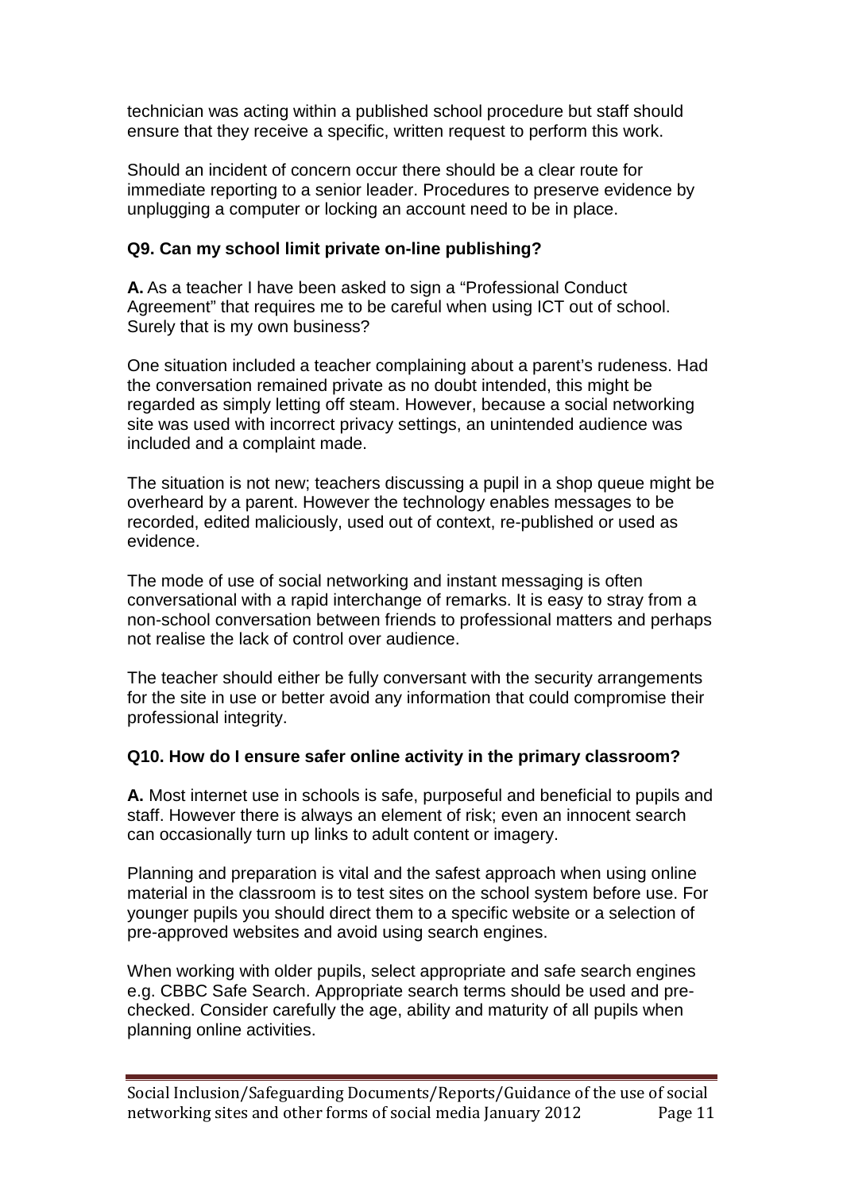technician was acting within a published school procedure but staff should ensure that they receive a specific, written request to perform this work.

Should an incident of concern occur there should be a clear route for immediate reporting to a senior leader. Procedures to preserve evidence by unplugging a computer or locking an account need to be in place.

**Q9. Can my school limit private on-line publishing?**

**A.** As a teacher I have been asked to sign a "Professional Conduct Agreement" that requires me to be careful when using ICT out of school. Surely that is my own business?

One situation included a teacher complaining about a parent's rudeness. Had the conversation remained private as no doubt intended, this might be regarded as simply letting off steam. However, because a social networking site was used with incorrect privacy settings, an unintended audience was included and a complaint made.

The situation is not new; teachers discussing a pupil in a shop queue might be overheard by a parent. However the technology enables messages to be recorded, edited maliciously, used out of context, re-published or used as evidence.

The mode of use of social networking and instant messaging is often conversational with a rapid interchange of remarks. It is easy to stray from a non-school conversation between friends to professional matters and perhaps not realise the lack of control over audience.

The teacher should either be fully conversant with the security arrangements for the site in use or better avoid any information that could compromise their professional integrity.

**Q10. How do I ensure safer online activity in the primary classroom?**

**A.** Most internet use in schools is safe, purposeful and beneficial to pupils and staff. However there is always an element of risk; even an innocent search can occasionally turn up links to adult content or imagery.

Planning and preparation is vital and the safest approach when using online material in the classroom is to test sites on the school system before use. For younger pupils you should direct them to a specific website or a selection of pre-approved websites and avoid using search engines.

When working with older pupils, select appropriate and safe search engines e.g. CBBC Safe Search. Appropriate search terms should be used and pre-checked. Consider carefully the age, ability and maturity of all pupils when planning online activities.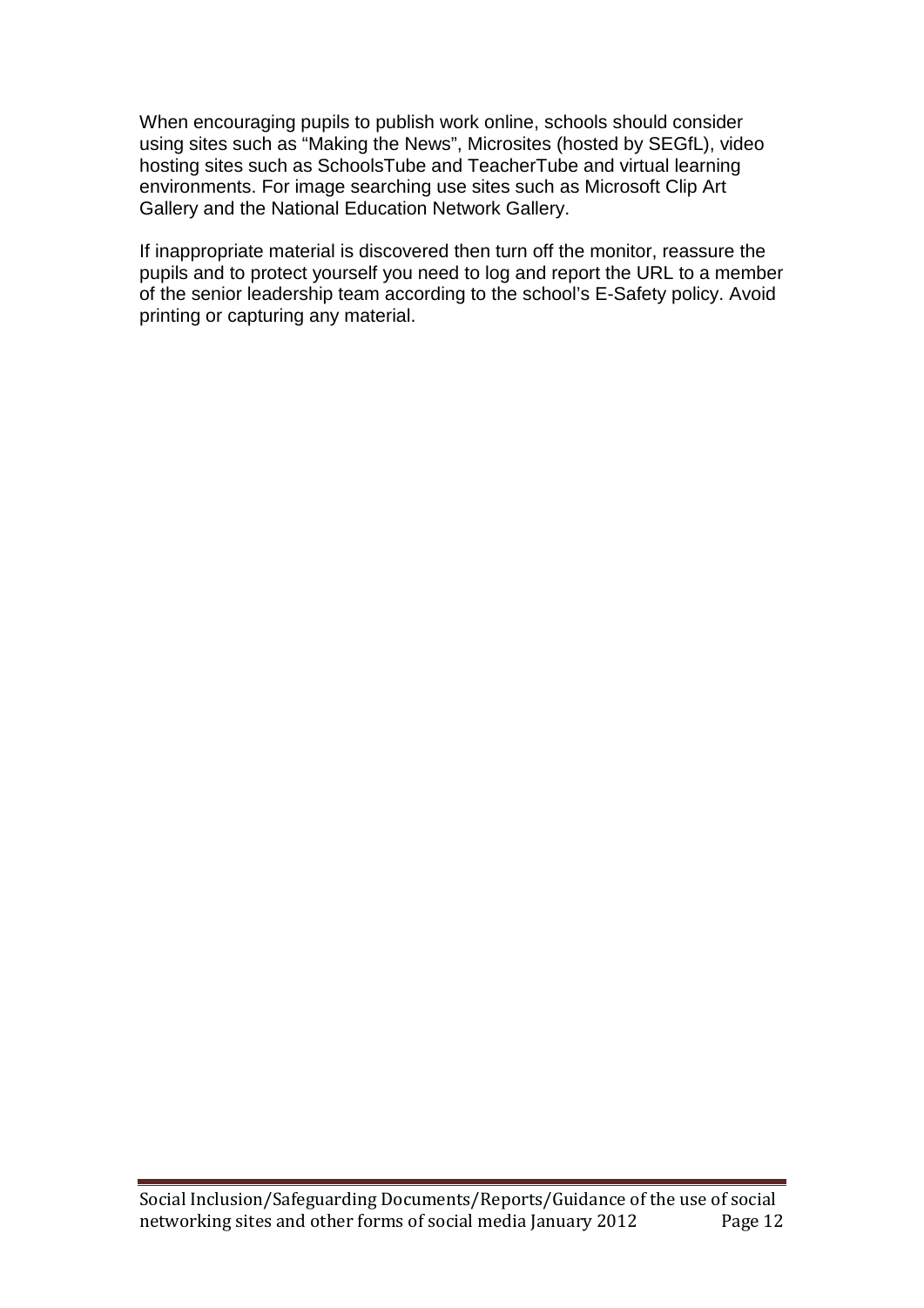When encouraging pupils to publish work online, schools should consider using sites such as "Making the News", Microsites (hosted by SEGfL), video hosting sites such as SchoolsTube and TeacherTube and virtual learning environments. For image searching use sites such as Microsoft Clip Art Gallery and the National Education Network Gallery.

If inappropriate material is discovered then turn off the monitor, reassure the pupils and to protect yourself you need to log and report the URL to a member of the senior leadership team according to the school's E-Safety policy. Avoid printing or capturing any material.